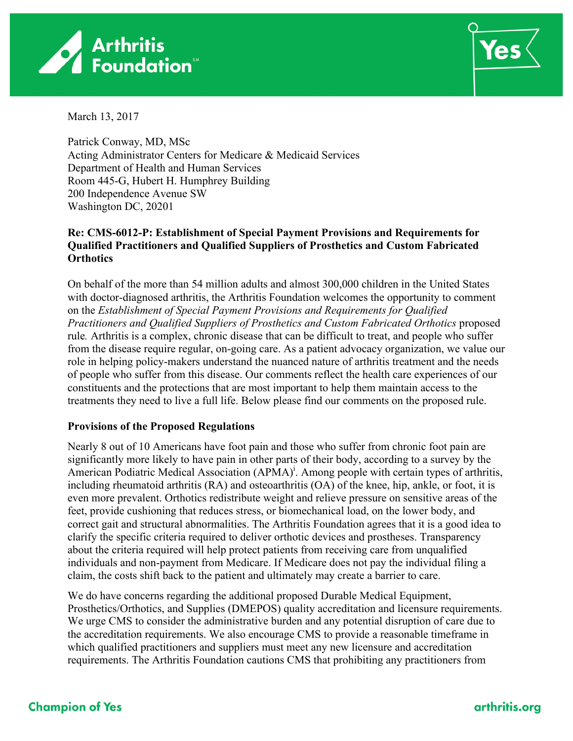March 13, 2017

Patrick Conway, MD, MSc
Acting Administrator Centers for Medicare & Medicaid Services
Department of Health and Human Services
Room 445-G, Hubert H. Humphrey Building
200 Independence Avenue SW
Washington DC, 20201

**Re: CMS-6012-P: Establishment of Special Payment Provisions and Requirements for Qualified Practitioners and Qualified Suppliers of Prosthetics and Custom Fabricated Orthotics**

On behalf of the more than 54 million adults and almost 300,000 children in the United States with doctor-diagnosed arthritis, the Arthritis Foundation welcomes the opportunity to comment on the *Establishment of Special Payment Provisions and Requirements for Qualified Practitioners and Qualified Suppliers of Prosthetics and Custom Fabricated Orthotics* proposed rule. Arthritis is a complex, chronic disease that can be difficult to treat, and people who suffer from the disease require regular, on-going care. As a patient advocacy organization, we value our role in helping policy-makers understand the nuanced nature of arthritis treatment and the needs of people who suffer from this disease. Our comments reflect the health care experiences of our constituents and the protections that are most important to help them maintain access to the treatments they need to live a full life. Below please find our comments on the proposed rule.

**Provisions of the Proposed Regulations**

Nearly 8 out of 10 Americans have foot pain and those who suffer from chronic foot pain are significantly more likely to have pain in other parts of their body, according to a survey by the American Podiatric Medical Association (APMA)[i]. Among people with certain types of arthritis, including rheumatoid arthritis (RA) and osteoarthritis (OA) of the knee, hip, ankle, or foot, it is even more prevalent. Orthotics redistribute weight and relieve pressure on sensitive areas of the feet, provide cushioning that reduces stress, or biomechanical load, on the lower body, and correct gait and structural abnormalities. The Arthritis Foundation agrees that it is a good idea to clarify the specific criteria required to deliver orthotic devices and prostheses. Transparency about the criteria required will help protect patients from receiving care from unqualified individuals and non-payment from Medicare. If Medicare does not pay the individual filing a claim, the costs shift back to the patient and ultimately may create a barrier to care.

We do have concerns regarding the additional proposed Durable Medical Equipment, Prosthetics/Orthotics, and Supplies (DMEPOS) quality accreditation and licensure requirements. We urge CMS to consider the administrative burden and any potential disruption of care due to the accreditation requirements. We also encourage CMS to provide a reasonable timeframe in which qualified practitioners and suppliers must meet any new licensure and accreditation requirements. The Arthritis Foundation cautions CMS that prohibiting any practitioners from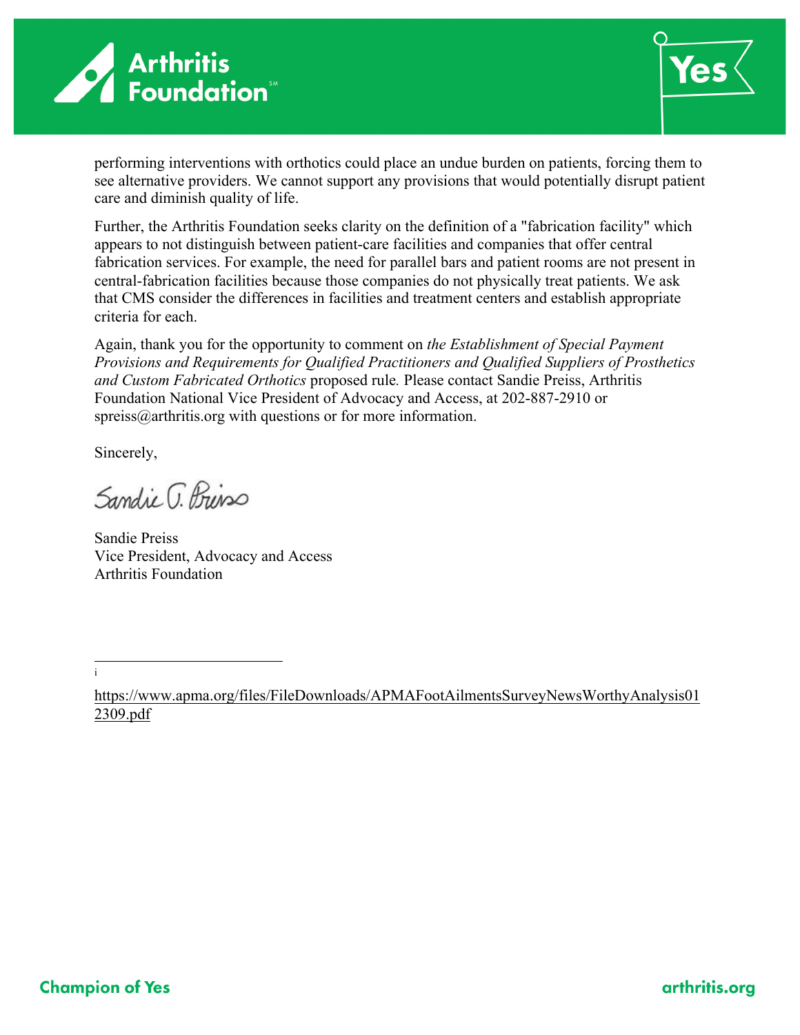performing interventions with orthotics could place an undue burden on patients, forcing them to see alternative providers. We cannot support any provisions that would potentially disrupt patient care and diminish quality of life.

Further, the Arthritis Foundation seeks clarity on the definition of a "fabrication facility" which appears to not distinguish between patient-care facilities and companies that offer central fabrication services. For example, the need for parallel bars and patient rooms are not present in central-fabrication facilities because those companies do not physically treat patients. We ask that CMS consider the differences in facilities and treatment centers and establish appropriate criteria for each.

Again, thank you for the opportunity to comment on *the Establishment of Special Payment Provisions and Requirements for Qualified Practitioners and Qualified Suppliers of Prosthetics and Custom Fabricated Orthotics* proposed rule. Please contact Sandie Preiss, Arthritis Foundation National Vice President of Advocacy and Access, at 202-887-2910 or spreiss@arthritis.org with questions or for more information.

Sincerely,

Sandie Preiss
Vice President, Advocacy and Access
Arthritis Foundation

---

i https://www.apma.org/files/FileDownloads/APMAFootAilmentsSurveyNewsWorthyAnalysis012309.pdf